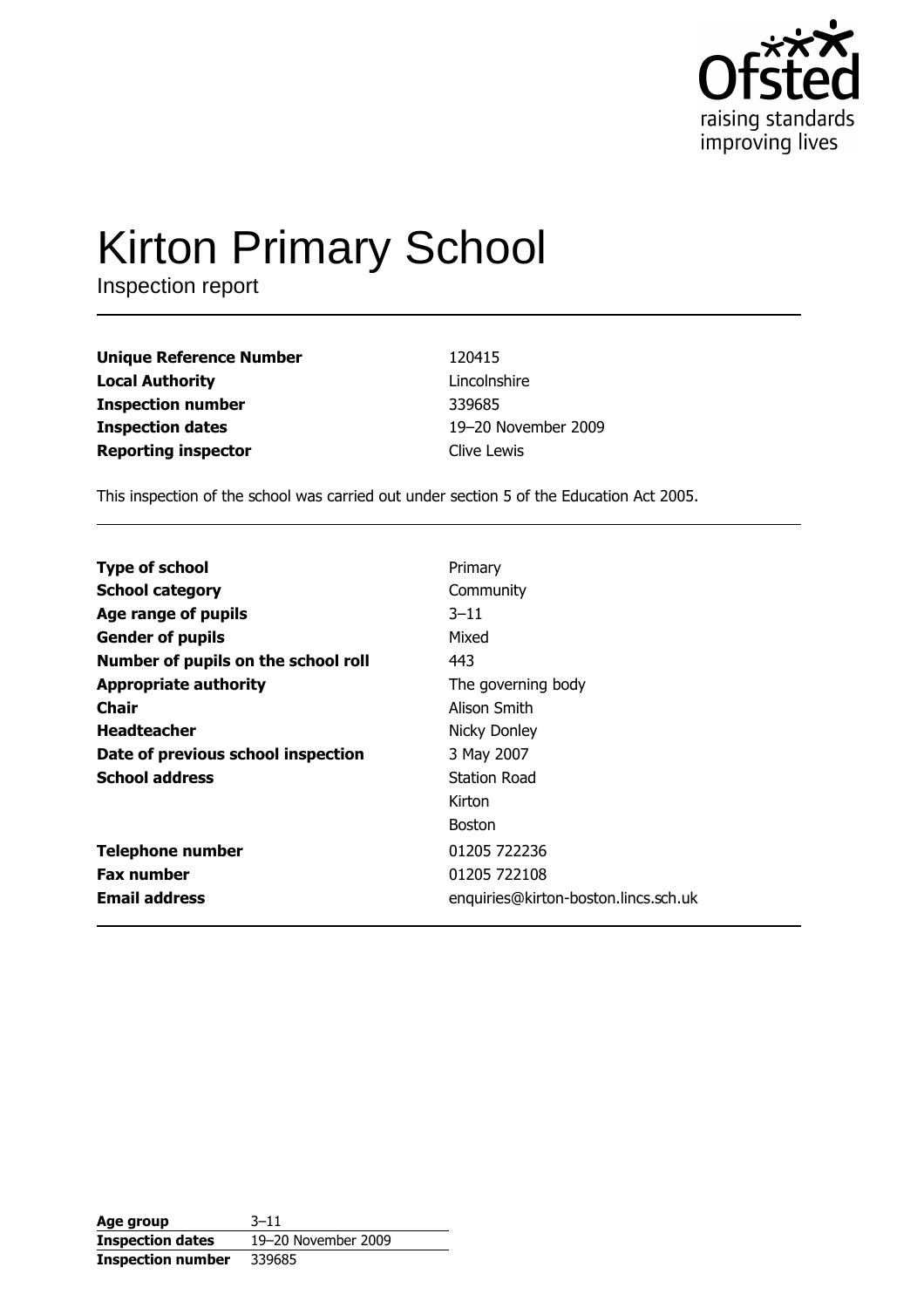Ofsted
raising standards
improving lives

# Kirton Primary School

Inspection report

| | |
|---|---|
| **Unique Reference Number** | 120415 |
| **Local Authority** | Lincolnshire |
| **Inspection number** | 339685 |
| **Inspection dates** | 19–20 November 2009 |
| **Reporting inspector** | Clive Lewis |

This inspection of the school was carried out under section 5 of the Education Act 2005.

| | |
|---|---|
| **Type of school** | Primary |
| **School category** | Community |
| **Age range of pupils** | 3–11 |
| **Gender of pupils** | Mixed |
| **Number of pupils on the school roll** | 443 |
| **Appropriate authority** | The governing body |
| **Chair** | Alison Smith |
| **Headteacher** | Nicky Donley |
| **Date of previous school inspection** | 3 May 2007 |
| **School address** | Station Road<br>Kirton<br>Boston |
| **Telephone number** | 01205 722236 |
| **Fax number** | 01205 722108 |
| **Email address** | enquiries@kirton-boston.lincs.sch.uk |

| | |
|---|---|
| **Age group** | 3–11 |
| **Inspection dates** | 19–20 November 2009 |
| **Inspection number** | 339685 |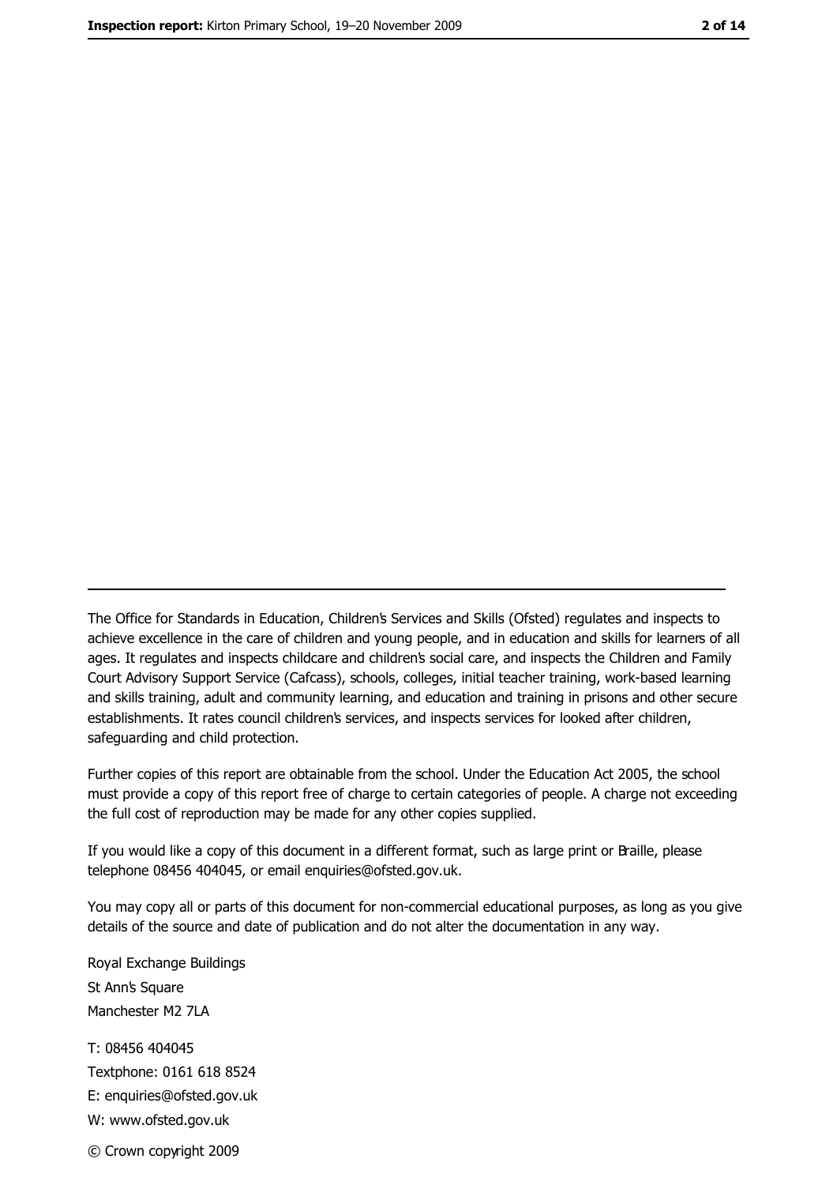The Office for Standards in Education, Children's Services and Skills (Ofsted) regulates and inspects to achieve excellence in the care of children and young people, and in education and skills for learners of all ages. It regulates and inspects childcare and children's social care, and inspects the Children and Family Court Advisory Support Service (Cafcass), schools, colleges, initial teacher training, work-based learning and skills training, adult and community learning, and education and training in prisons and other secure establishments. It rates council children's services, and inspects services for looked after children, safeguarding and child protection.

Further copies of this report are obtainable from the school. Under the Education Act 2005, the school must provide a copy of this report free of charge to certain categories of people. A charge not exceeding the full cost of reproduction may be made for any other copies supplied.

If you would like a copy of this document in a different format, such as large print or Braille, please telephone 08456 404045, or email enquiries@ofsted.gov.uk.

You may copy all or parts of this document for non-commercial educational purposes, as long as you give details of the source and date of publication and do not alter the documentation in any way.

Royal Exchange Buildings
St Ann's Square
Manchester M2 7LA

T: 08456 404045
Textphone: 0161 618 8524
E: enquiries@ofsted.gov.uk
W: www.ofsted.gov.uk

© Crown copyright 2009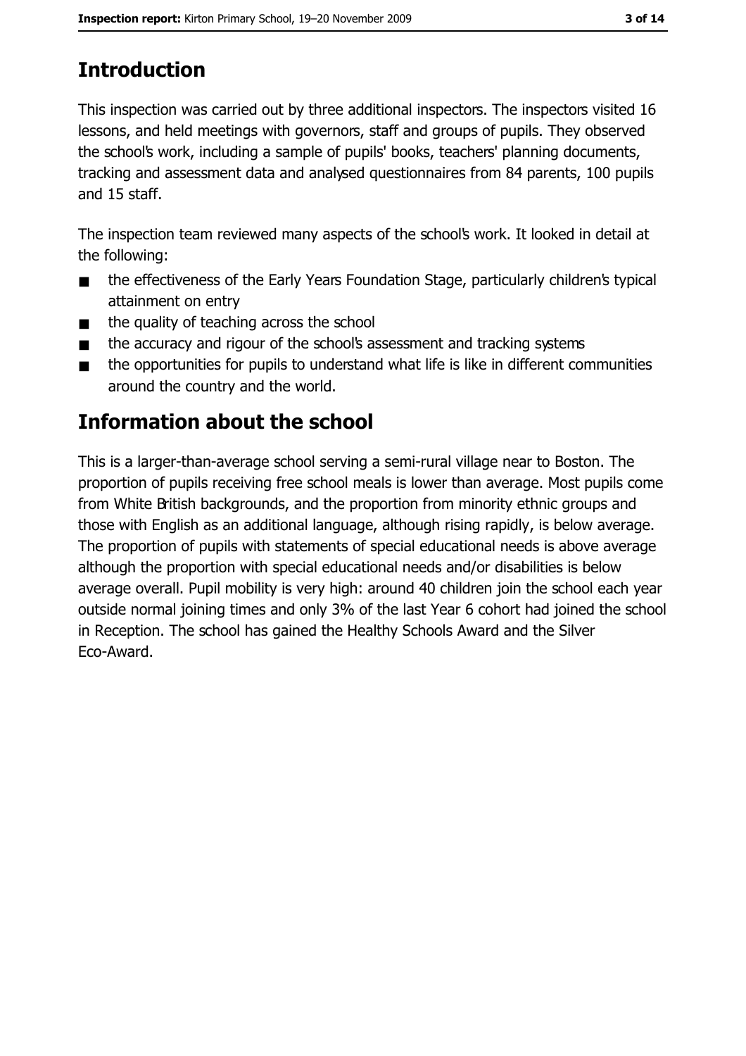## Introduction

This inspection was carried out by three additional inspectors. The inspectors visited 16 lessons, and held meetings with governors, staff and groups of pupils. They observed the school's work, including a sample of pupils' books, teachers' planning documents, tracking and assessment data and analysed questionnaires from 84 parents, 100 pupils and 15 staff.

The inspection team reviewed many aspects of the school's work. It looked in detail at the following:

- the effectiveness of the Early Years Foundation Stage, particularly children's typical attainment on entry
- the quality of teaching across the school
- the accuracy and rigour of the school's assessment and tracking systems
- the opportunities for pupils to understand what life is like in different communities around the country and the world.

## Information about the school

This is a larger-than-average school serving a semi-rural village near to Boston. The proportion of pupils receiving free school meals is lower than average. Most pupils come from White British backgrounds, and the proportion from minority ethnic groups and those with English as an additional language, although rising rapidly, is below average. The proportion of pupils with statements of special educational needs is above average although the proportion with special educational needs and/or disabilities is below average overall. Pupil mobility is very high: around 40 children join the school each year outside normal joining times and only 3% of the last Year 6 cohort had joined the school in Reception. The school has gained the Healthy Schools Award and the Silver Eco-Award.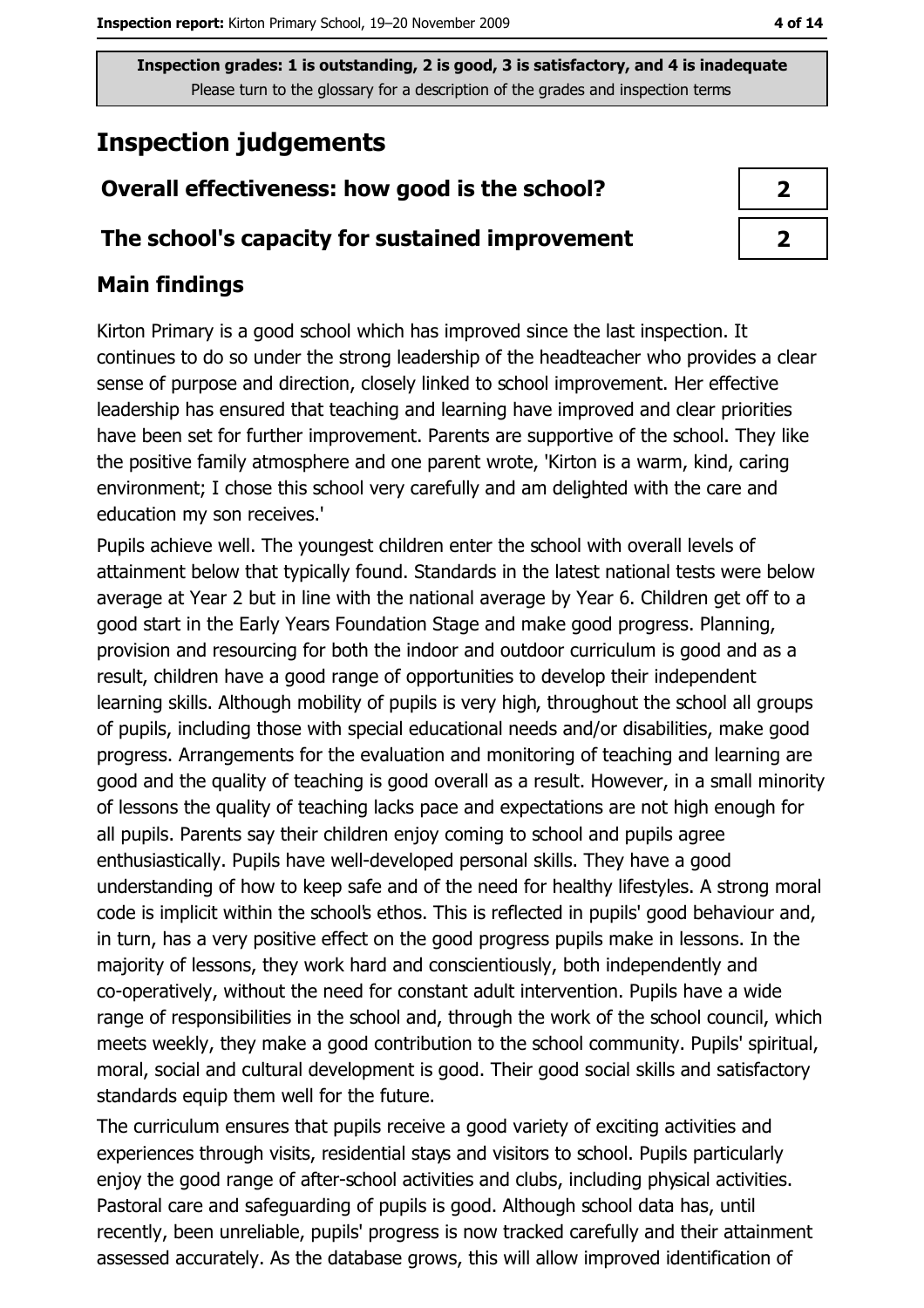**Inspection grades: 1 is outstanding, 2 is good, 3 is satisfactory, and 4 is inadequate**
Please turn to the glossary for a description of the grades and inspection terms

# Inspection judgements

| | |
|---|---|
| **Overall effectiveness: how good is the school?** | **2** |
| **The school's capacity for sustained improvement** | **2** |

## Main findings

Kirton Primary is a good school which has improved since the last inspection. It continues to do so under the strong leadership of the headteacher who provides a clear sense of purpose and direction, closely linked to school improvement. Her effective leadership has ensured that teaching and learning have improved and clear priorities have been set for further improvement. Parents are supportive of the school. They like the positive family atmosphere and one parent wrote, 'Kirton is a warm, kind, caring environment; I chose this school very carefully and am delighted with the care and education my son receives.'

Pupils achieve well. The youngest children enter the school with overall levels of attainment below that typically found. Standards in the latest national tests were below average at Year 2 but in line with the national average by Year 6. Children get off to a good start in the Early Years Foundation Stage and make good progress. Planning, provision and resourcing for both the indoor and outdoor curriculum is good and as a result, children have a good range of opportunities to develop their independent learning skills. Although mobility of pupils is very high, throughout the school all groups of pupils, including those with special educational needs and/or disabilities, make good progress. Arrangements for the evaluation and monitoring of teaching and learning are good and the quality of teaching is good overall as a result. However, in a small minority of lessons the quality of teaching lacks pace and expectations are not high enough for all pupils. Parents say their children enjoy coming to school and pupils agree enthusiastically. Pupils have well-developed personal skills. They have a good understanding of how to keep safe and of the need for healthy lifestyles. A strong moral code is implicit within the school's ethos. This is reflected in pupils' good behaviour and, in turn, has a very positive effect on the good progress pupils make in lessons. In the majority of lessons, they work hard and conscientiously, both independently and co-operatively, without the need for constant adult intervention. Pupils have a wide range of responsibilities in the school and, through the work of the school council, which meets weekly, they make a good contribution to the school community. Pupils' spiritual, moral, social and cultural development is good. Their good social skills and satisfactory standards equip them well for the future.

The curriculum ensures that pupils receive a good variety of exciting activities and experiences through visits, residential stays and visitors to school. Pupils particularly enjoy the good range of after-school activities and clubs, including physical activities. Pastoral care and safeguarding of pupils is good. Although school data has, until recently, been unreliable, pupils' progress is now tracked carefully and their attainment assessed accurately. As the database grows, this will allow improved identification of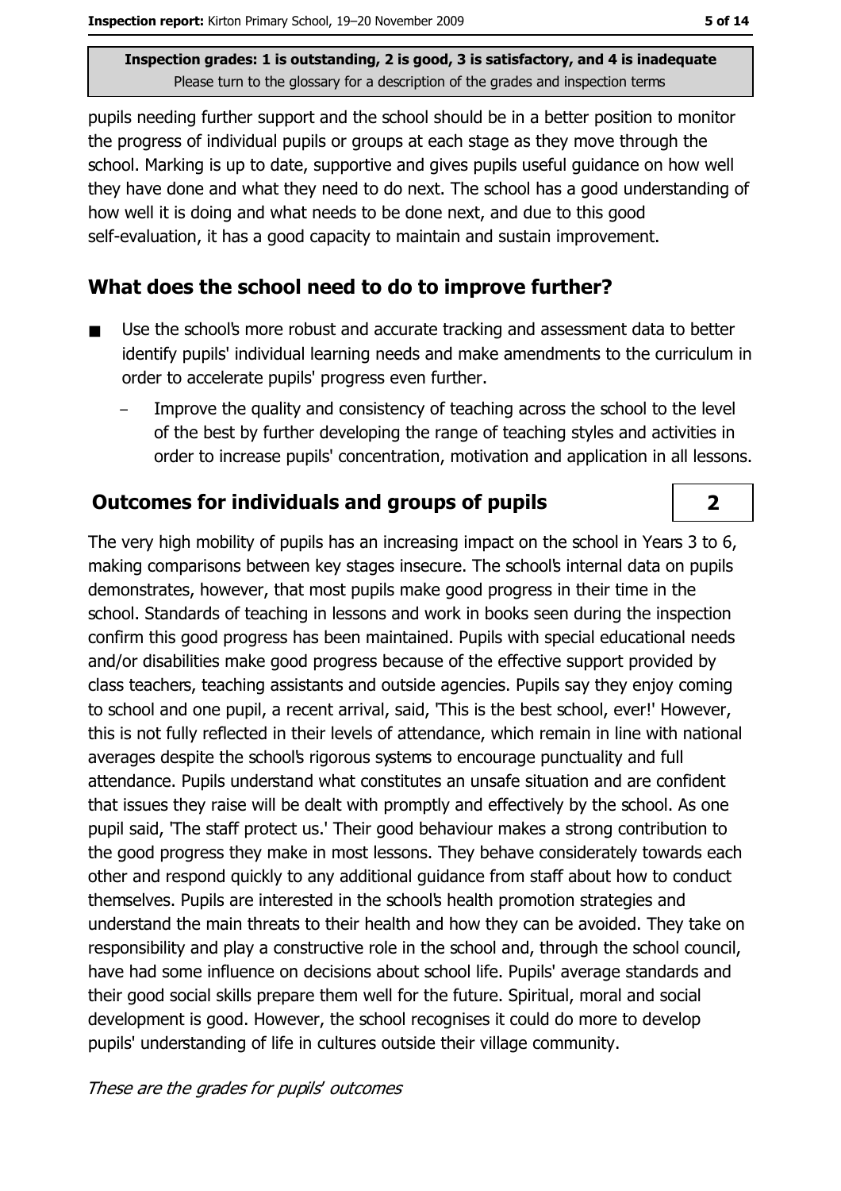pupils needing further support and the school should be in a better position to monitor the progress of individual pupils or groups at each stage as they move through the school. Marking is up to date, supportive and gives pupils useful guidance on how well they have done and what they need to do next. The school has a good understanding of how well it is doing and what needs to be done next, and due to this good self-evaluation, it has a good capacity to maintain and sustain improvement.

## What does the school need to do to improve further?

- Use the school's more robust and accurate tracking and assessment data to better identify pupils' individual learning needs and make amendments to the curriculum in order to accelerate pupils' progress even further.
  - Improve the quality and consistency of teaching across the school to the level of the best by further developing the range of teaching styles and activities in order to increase pupils' concentration, motivation and application in all lessons.

## Outcomes for individuals and groups of pupils

**2**

The very high mobility of pupils has an increasing impact on the school in Years 3 to 6, making comparisons between key stages insecure. The school's internal data on pupils demonstrates, however, that most pupils make good progress in their time in the school. Standards of teaching in lessons and work in books seen during the inspection confirm this good progress has been maintained. Pupils with special educational needs and/or disabilities make good progress because of the effective support provided by class teachers, teaching assistants and outside agencies. Pupils say they enjoy coming to school and one pupil, a recent arrival, said, 'This is the best school, ever!' However, this is not fully reflected in their levels of attendance, which remain in line with national averages despite the school's rigorous systems to encourage punctuality and full attendance. Pupils understand what constitutes an unsafe situation and are confident that issues they raise will be dealt with promptly and effectively by the school. As one pupil said, 'The staff protect us.' Their good behaviour makes a strong contribution to the good progress they make in most lessons. They behave considerately towards each other and respond quickly to any additional guidance from staff about how to conduct themselves. Pupils are interested in the school's health promotion strategies and understand the main threats to their health and how they can be avoided. They take on responsibility and play a constructive role in the school and, through the school council, have had some influence on decisions about school life. Pupils' average standards and their good social skills prepare them well for the future. Spiritual, moral and social development is good. However, the school recognises it could do more to develop pupils' understanding of life in cultures outside their village community.

*These are the grades for pupils' outcomes*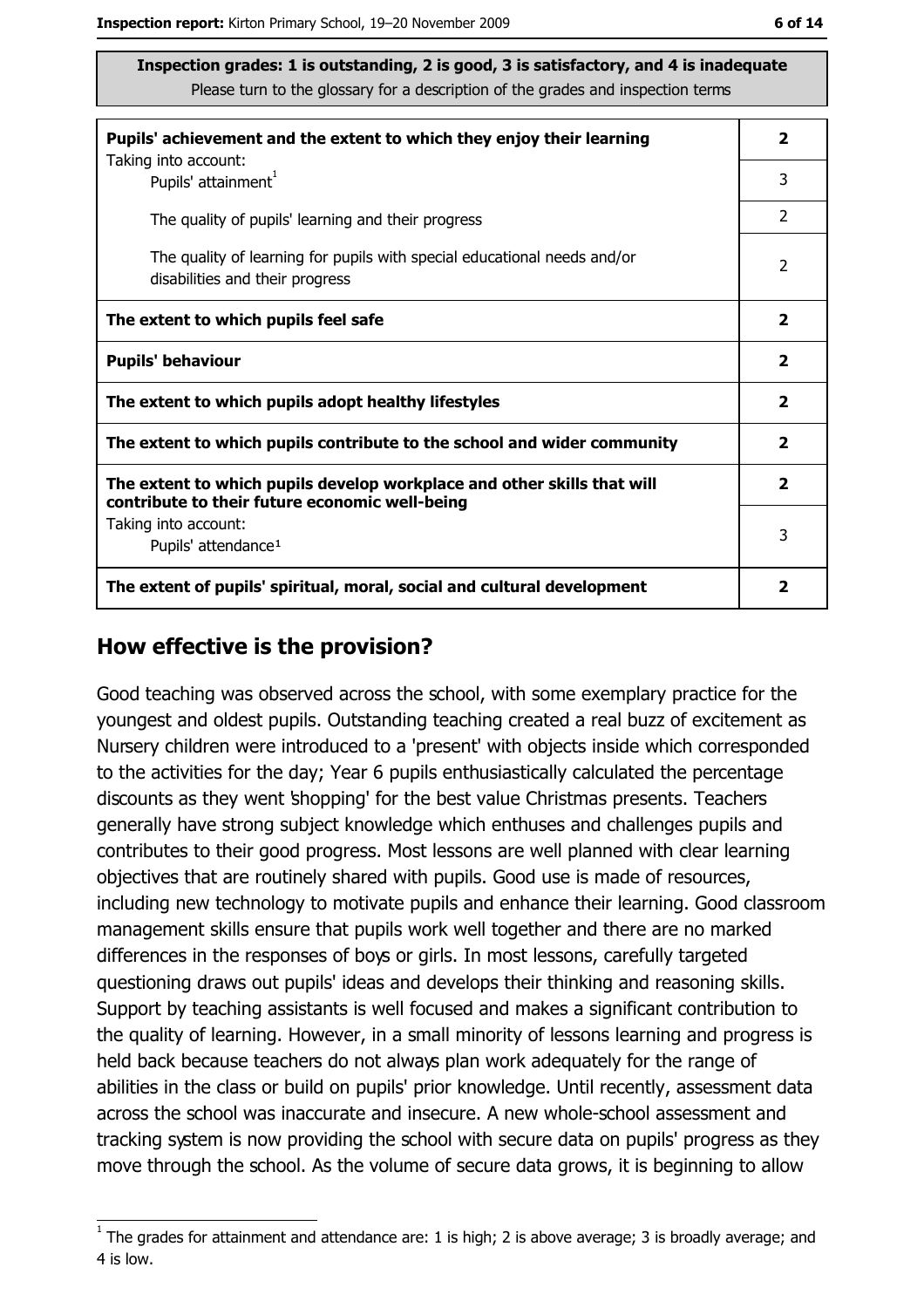**Inspection grades: 1 is outstanding, 2 is good, 3 is satisfactory, and 4 is inadequate**
Please turn to the glossary for a description of the grades and inspection terms

| | |
|---|---|
| **Pupils' achievement and the extent to which they enjoy their learning** | **2** |
| Taking into account: Pupils' attainment[1] | 3 |
| The quality of pupils' learning and their progress | 2 |
| The quality of learning for pupils with special educational needs and/or disabilities and their progress | 2 |
| **The extent to which pupils feel safe** | **2** |
| **Pupils' behaviour** | **2** |
| **The extent to which pupils adopt healthy lifestyles** | **2** |
| **The extent to which pupils contribute to the school and wider community** | **2** |
| **The extent to which pupils develop workplace and other skills that will contribute to their future economic well-being** | **2** |
| Taking into account: Pupils' attendance[1] | 3 |
| **The extent of pupils' spiritual, moral, social and cultural development** | **2** |

## How effective is the provision?

Good teaching was observed across the school, with some exemplary practice for the youngest and oldest pupils. Outstanding teaching created a real buzz of excitement as Nursery children were introduced to a 'present' with objects inside which corresponded to the activities for the day; Year 6 pupils enthusiastically calculated the percentage discounts as they went 'shopping' for the best value Christmas presents. Teachers generally have strong subject knowledge which enthuses and challenges pupils and contributes to their good progress. Most lessons are well planned with clear learning objectives that are routinely shared with pupils. Good use is made of resources, including new technology to motivate pupils and enhance their learning. Good classroom management skills ensure that pupils work well together and there are no marked differences in the responses of boys or girls. In most lessons, carefully targeted questioning draws out pupils' ideas and develops their thinking and reasoning skills. Support by teaching assistants is well focused and makes a significant contribution to the quality of learning. However, in a small minority of lessons learning and progress is held back because teachers do not always plan work adequately for the range of abilities in the class or build on pupils' prior knowledge. Until recently, assessment data across the school was inaccurate and insecure. A new whole-school assessment and tracking system is now providing the school with secure data on pupils' progress as they move through the school. As the volume of secure data grows, it is beginning to allow

[1] The grades for attainment and attendance are: 1 is high; 2 is above average; 3 is broadly average; and 4 is low.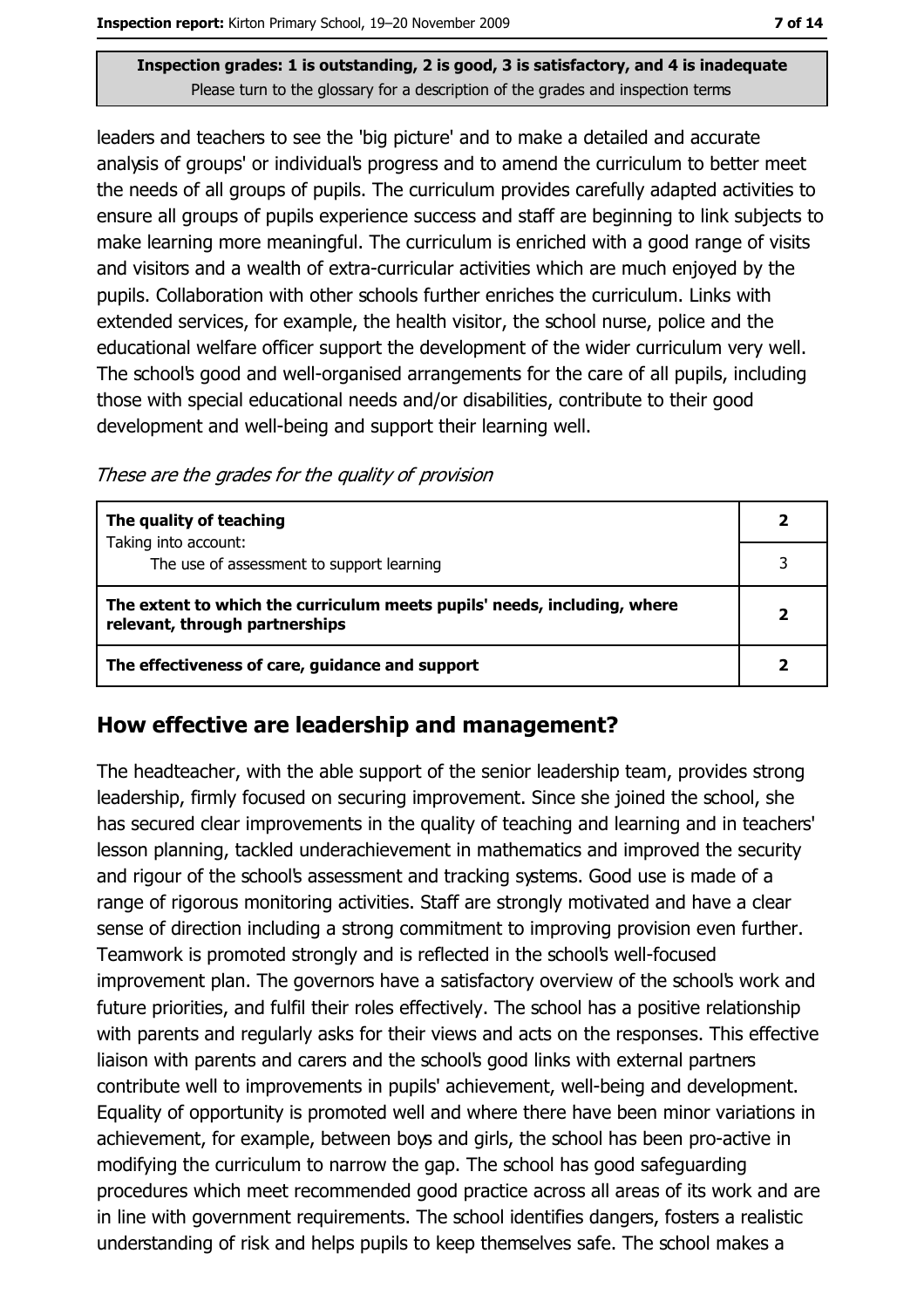Inspection grades: 1 is outstanding, 2 is good, 3 is satisfactory, and 4 is inadequate
Please turn to the glossary for a description of the grades and inspection terms

leaders and teachers to see the 'big picture' and to make a detailed and accurate analysis of groups' or individual's progress and to amend the curriculum to better meet the needs of all groups of pupils. The curriculum provides carefully adapted activities to ensure all groups of pupils experience success and staff are beginning to link subjects to make learning more meaningful. The curriculum is enriched with a good range of visits and visitors and a wealth of extra-curricular activities which are much enjoyed by the pupils. Collaboration with other schools further enriches the curriculum. Links with extended services, for example, the health visitor, the school nurse, police and the educational welfare officer support the development of the wider curriculum very well. The school's good and well-organised arrangements for the care of all pupils, including those with special educational needs and/or disabilities, contribute to their good development and well-being and support their learning well.

*These are the grades for the quality of provision*

| | |
|---|---|
| **The quality of teaching**<br>Taking into account: | **2** |
| The use of assessment to support learning | 3 |
| **The extent to which the curriculum meets pupils' needs, including, where relevant, through partnerships** | **2** |
| **The effectiveness of care, guidance and support** | **2** |

## How effective are leadership and management?

The headteacher, with the able support of the senior leadership team, provides strong leadership, firmly focused on securing improvement. Since she joined the school, she has secured clear improvements in the quality of teaching and learning and in teachers' lesson planning, tackled underachievement in mathematics and improved the security and rigour of the school's assessment and tracking systems. Good use is made of a range of rigorous monitoring activities. Staff are strongly motivated and have a clear sense of direction including a strong commitment to improving provision even further. Teamwork is promoted strongly and is reflected in the school's well-focused improvement plan. The governors have a satisfactory overview of the school's work and future priorities, and fulfil their roles effectively. The school has a positive relationship with parents and regularly asks for their views and acts on the responses. This effective liaison with parents and carers and the school's good links with external partners contribute well to improvements in pupils' achievement, well-being and development. Equality of opportunity is promoted well and where there have been minor variations in achievement, for example, between boys and girls, the school has been pro-active in modifying the curriculum to narrow the gap. The school has good safeguarding procedures which meet recommended good practice across all areas of its work and are in line with government requirements. The school identifies dangers, fosters a realistic understanding of risk and helps pupils to keep themselves safe. The school makes a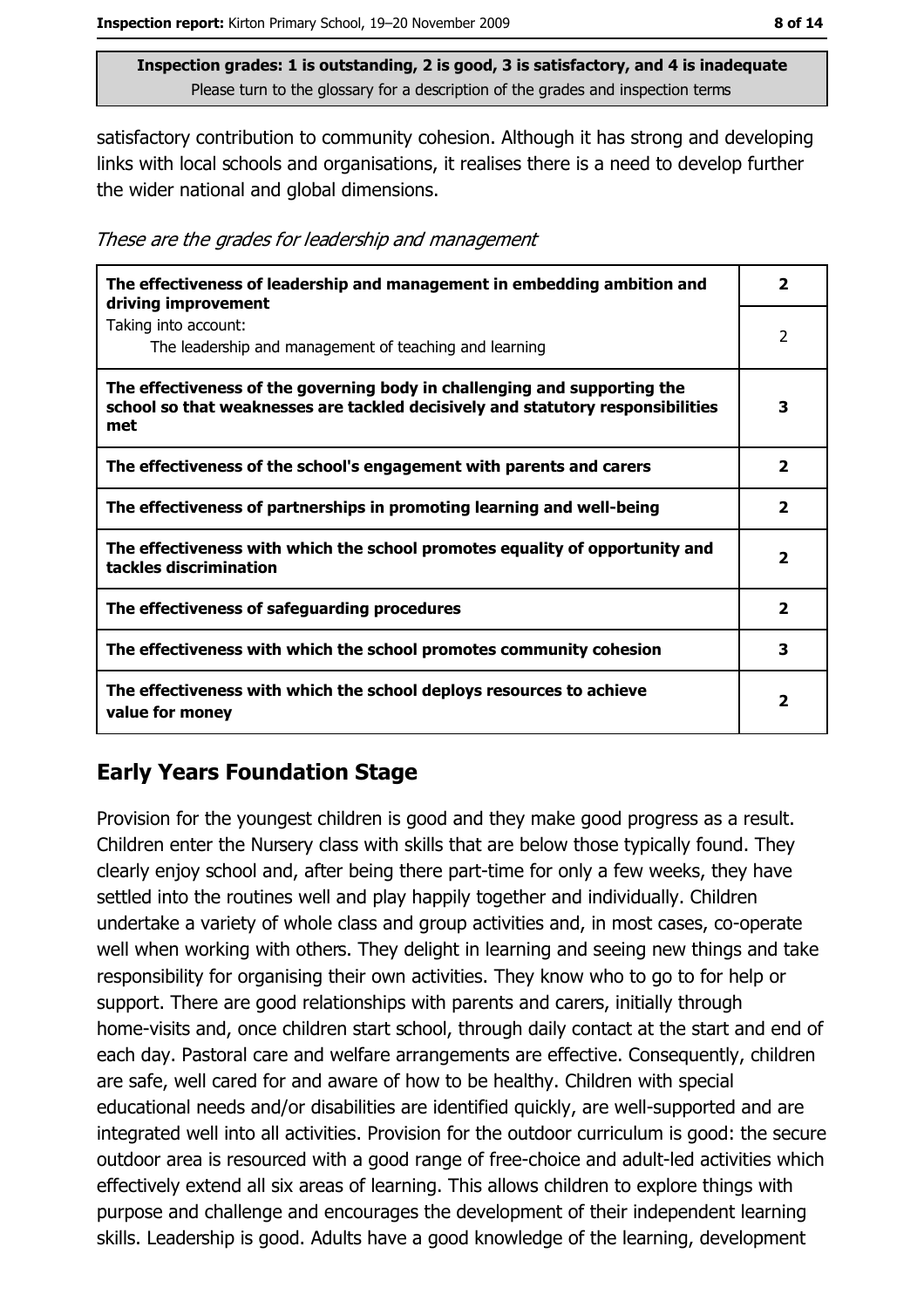Inspection grades: 1 is outstanding, 2 is good, 3 is satisfactory, and 4 is inadequate
Please turn to the glossary for a description of the grades and inspection terms

satisfactory contribution to community cohesion. Although it has strong and developing links with local schools and organisations, it realises there is a need to develop further the wider national and global dimensions.

*These are the grades for leadership and management*

| | |
|---|---|
| **The effectiveness of leadership and management in embedding ambition and driving improvement** | **2** |
| Taking into account: The leadership and management of teaching and learning | 2 |
| **The effectiveness of the governing body in challenging and supporting the school so that weaknesses are tackled decisively and statutory responsibilities met** | **3** |
| **The effectiveness of the school's engagement with parents and carers** | **2** |
| **The effectiveness of partnerships in promoting learning and well-being** | **2** |
| **The effectiveness with which the school promotes equality of opportunity and tackles discrimination** | **2** |
| **The effectiveness of safeguarding procedures** | **2** |
| **The effectiveness with which the school promotes community cohesion** | **3** |
| **The effectiveness with which the school deploys resources to achieve value for money** | **2** |

## Early Years Foundation Stage

Provision for the youngest children is good and they make good progress as a result. Children enter the Nursery class with skills that are below those typically found. They clearly enjoy school and, after being there part-time for only a few weeks, they have settled into the routines well and play happily together and individually. Children undertake a variety of whole class and group activities and, in most cases, co-operate well when working with others. They delight in learning and seeing new things and take responsibility for organising their own activities. They know who to go to for help or support. There are good relationships with parents and carers, initially through home-visits and, once children start school, through daily contact at the start and end of each day. Pastoral care and welfare arrangements are effective. Consequently, children are safe, well cared for and aware of how to be healthy. Children with special educational needs and/or disabilities are identified quickly, are well-supported and are integrated well into all activities. Provision for the outdoor curriculum is good: the secure outdoor area is resourced with a good range of free-choice and adult-led activities which effectively extend all six areas of learning. This allows children to explore things with purpose and challenge and encourages the development of their independent learning skills. Leadership is good. Adults have a good knowledge of the learning, development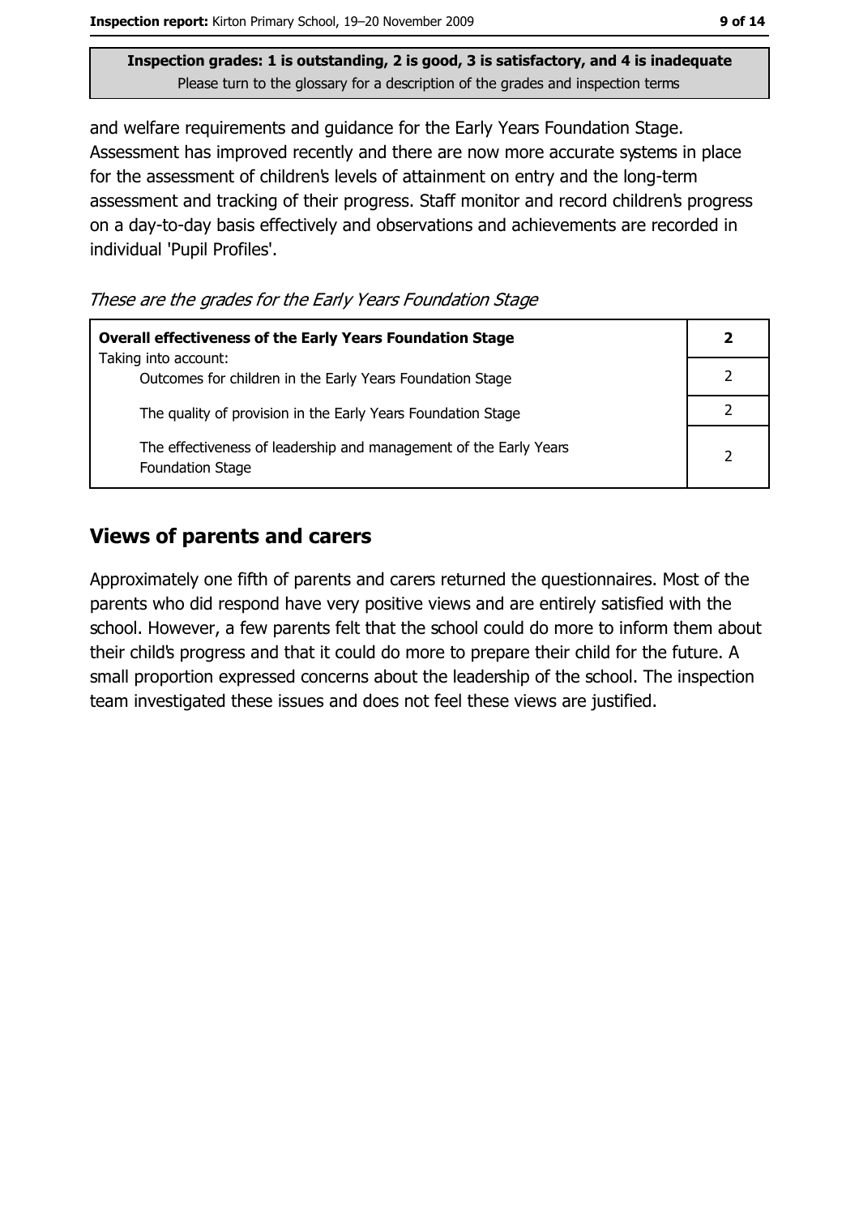**Inspection grades: 1 is outstanding, 2 is good, 3 is satisfactory, and 4 is inadequate**
Please turn to the glossary for a description of the grades and inspection terms

and welfare requirements and guidance for the Early Years Foundation Stage. Assessment has improved recently and there are now more accurate systems in place for the assessment of children's levels of attainment on entry and the long-term assessment and tracking of their progress. Staff monitor and record children's progress on a day-to-day basis effectively and observations and achievements are recorded in individual 'Pupil Profiles'.

*These are the grades for the Early Years Foundation Stage*

| | |
|---|---|
| **Overall effectiveness of the Early Years Foundation Stage**<br>Taking into account: | **2** |
| Outcomes for children in the Early Years Foundation Stage | 2 |
| The quality of provision in the Early Years Foundation Stage | 2 |
| The effectiveness of leadership and management of the Early Years Foundation Stage | 2 |

## Views of parents and carers

Approximately one fifth of parents and carers returned the questionnaires. Most of the parents who did respond have very positive views and are entirely satisfied with the school. However, a few parents felt that the school could do more to inform them about their child's progress and that it could do more to prepare their child for the future. A small proportion expressed concerns about the leadership of the school. The inspection team investigated these issues and does not feel these views are justified.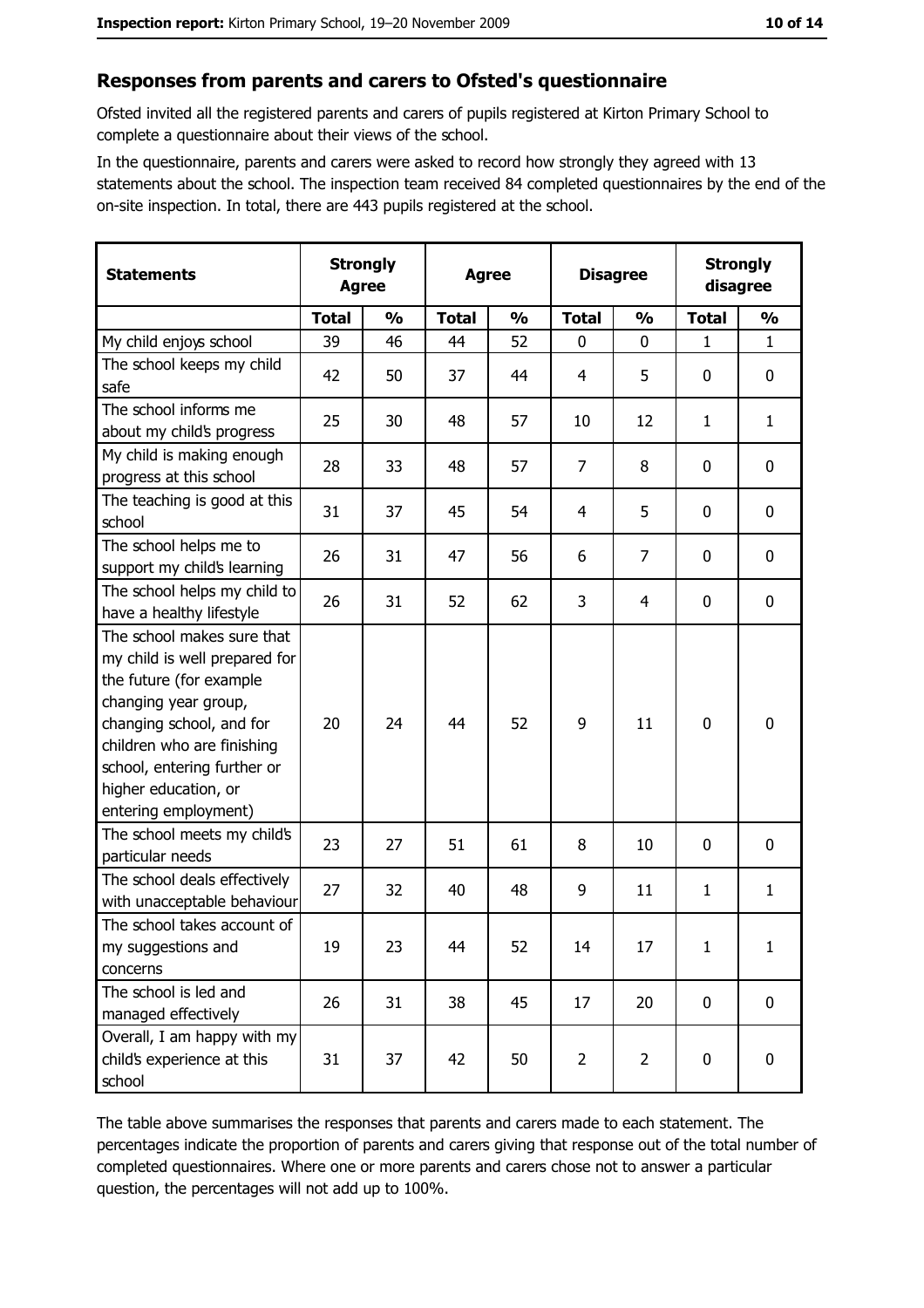## Responses from parents and carers to Ofsted's questionnaire

Ofsted invited all the registered parents and carers of pupils registered at Kirton Primary School to complete a questionnaire about their views of the school.

In the questionnaire, parents and carers were asked to record how strongly they agreed with 13 statements about the school. The inspection team received 84 completed questionnaires by the end of the on-site inspection. In total, there are 443 pupils registered at the school.

| Statements | Strongly Agree | | Agree | | Disagree | | Strongly disagree | |
|---|---|---|---|---|---|---|---|---|
| | Total | % | Total | % | Total | % | Total | % |
| My child enjoys school | 39 | 46 | 44 | 52 | 0 | 0 | 1 | 1 |
| The school keeps my child safe | 42 | 50 | 37 | 44 | 4 | 5 | 0 | 0 |
| The school informs me about my child's progress | 25 | 30 | 48 | 57 | 10 | 12 | 1 | 1 |
| My child is making enough progress at this school | 28 | 33 | 48 | 57 | 7 | 8 | 0 | 0 |
| The teaching is good at this school | 31 | 37 | 45 | 54 | 4 | 5 | 0 | 0 |
| The school helps me to support my child's learning | 26 | 31 | 47 | 56 | 6 | 7 | 0 | 0 |
| The school helps my child to have a healthy lifestyle | 26 | 31 | 52 | 62 | 3 | 4 | 0 | 0 |
| The school makes sure that my child is well prepared for the future (for example changing year group, changing school, and for children who are finishing school, entering further or higher education, or entering employment) | 20 | 24 | 44 | 52 | 9 | 11 | 0 | 0 |
| The school meets my child's particular needs | 23 | 27 | 51 | 61 | 8 | 10 | 0 | 0 |
| The school deals effectively with unacceptable behaviour | 27 | 32 | 40 | 48 | 9 | 11 | 1 | 1 |
| The school takes account of my suggestions and concerns | 19 | 23 | 44 | 52 | 14 | 17 | 1 | 1 |
| The school is led and managed effectively | 26 | 31 | 38 | 45 | 17 | 20 | 0 | 0 |
| Overall, I am happy with my child's experience at this school | 31 | 37 | 42 | 50 | 2 | 2 | 0 | 0 |

The table above summarises the responses that parents and carers made to each statement. The percentages indicate the proportion of parents and carers giving that response out of the total number of completed questionnaires. Where one or more parents and carers chose not to answer a particular question, the percentages will not add up to 100%.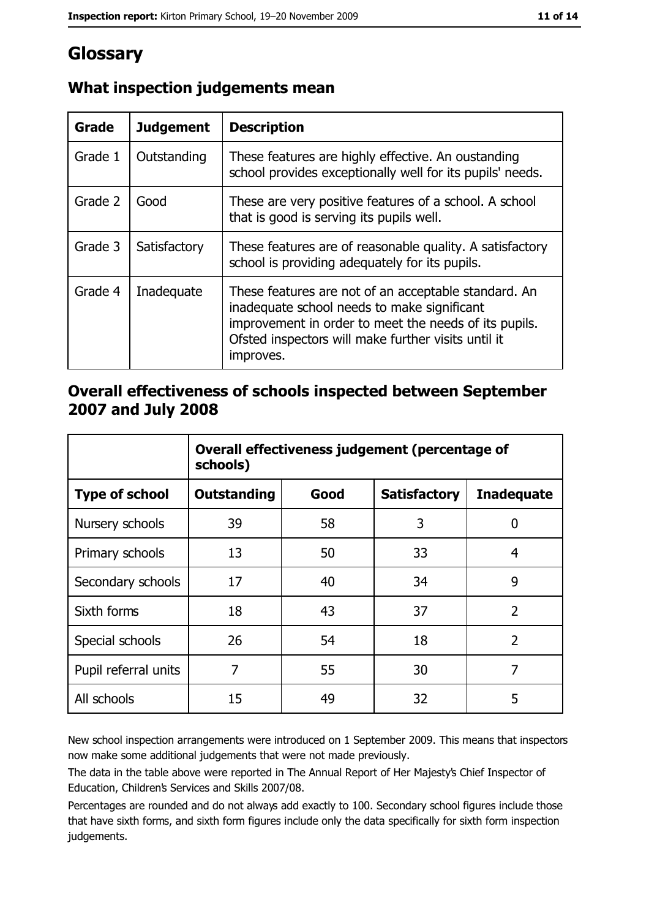# Glossary

## What inspection judgements mean

| Grade | Judgement | Description |
| --- | --- | --- |
| Grade 1 | Outstanding | These features are highly effective. An oustanding school provides exceptionally well for its pupils' needs. |
| Grade 2 | Good | These are very positive features of a school. A school that is good is serving its pupils well. |
| Grade 3 | Satisfactory | These features are of reasonable quality. A satisfactory school is providing adequately for its pupils. |
| Grade 4 | Inadequate | These features are not of an acceptable standard. An inadequate school needs to make significant improvement in order to meet the needs of its pupils. Ofsted inspectors will make further visits until it improves. |

## Overall effectiveness of schools inspected between September 2007 and July 2008

| | Overall effectiveness judgement (percentage of schools) | | | |
| --- | --- | --- | --- | --- |
| **Type of school** | **Outstanding** | **Good** | **Satisfactory** | **Inadequate** |
| Nursery schools | 39 | 58 | 3 | 0 |
| Primary schools | 13 | 50 | 33 | 4 |
| Secondary schools | 17 | 40 | 34 | 9 |
| Sixth forms | 18 | 43 | 37 | 2 |
| Special schools | 26 | 54 | 18 | 2 |
| Pupil referral units | 7 | 55 | 30 | 7 |
| All schools | 15 | 49 | 32 | 5 |

New school inspection arrangements were introduced on 1 September 2009. This means that inspectors now make some additional judgements that were not made previously.

The data in the table above were reported in The Annual Report of Her Majesty's Chief Inspector of Education, Children's Services and Skills 2007/08.

Percentages are rounded and do not always add exactly to 100. Secondary school figures include those that have sixth forms, and sixth form figures include only the data specifically for sixth form inspection judgements.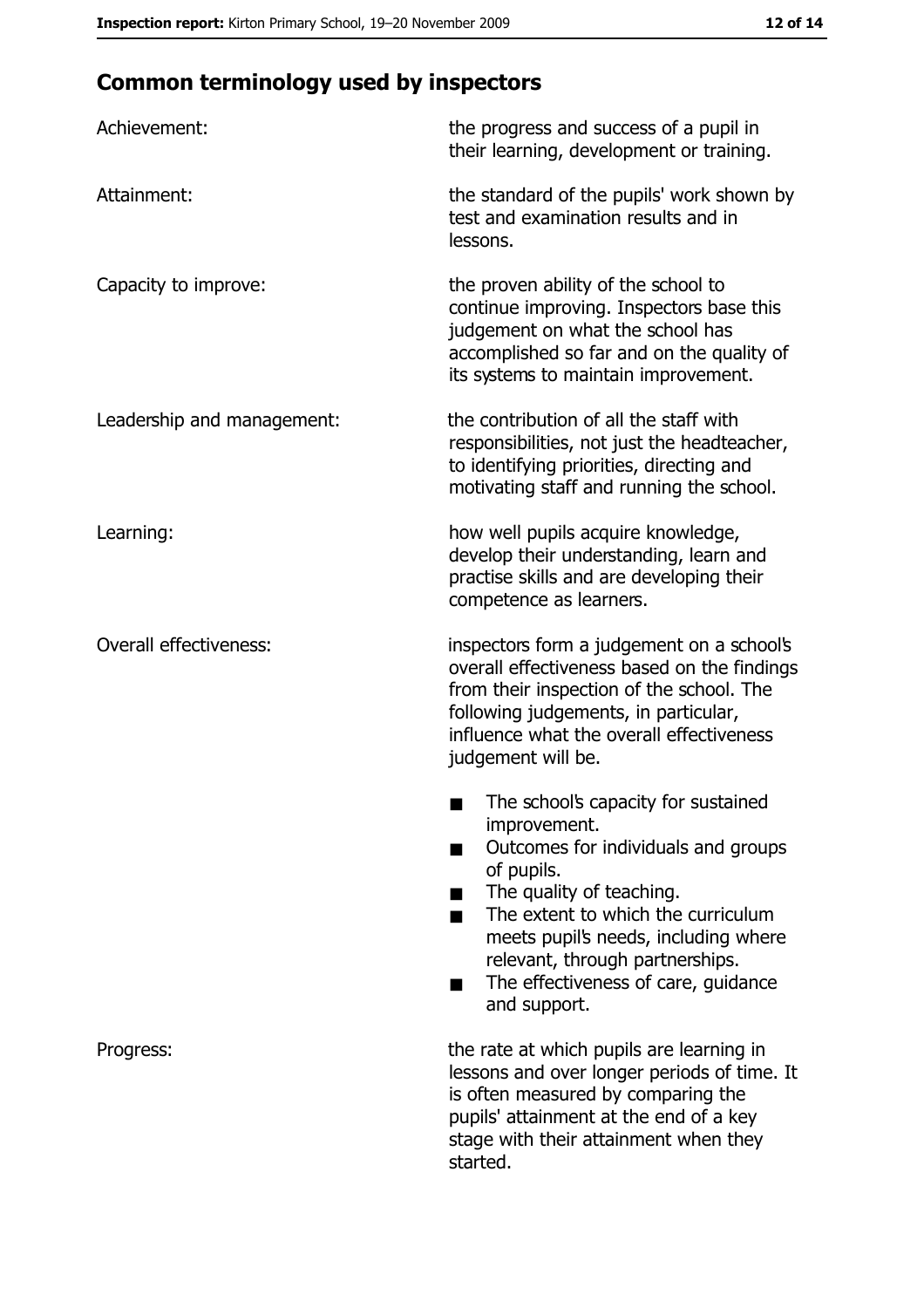## Common terminology used by inspectors

| | |
|---|---|
| Achievement: | the progress and success of a pupil in their learning, development or training. |
| Attainment: | the standard of the pupils' work shown by test and examination results and in lessons. |
| Capacity to improve: | the proven ability of the school to continue improving. Inspectors base this judgement on what the school has accomplished so far and on the quality of its systems to maintain improvement. |
| Leadership and management: | the contribution of all the staff with responsibilities, not just the headteacher, to identifying priorities, directing and motivating staff and running the school. |
| Learning: | how well pupils acquire knowledge, develop their understanding, learn and practise skills and are developing their competence as learners. |
| Overall effectiveness: | inspectors form a judgement on a school's overall effectiveness based on the findings from their inspection of the school. The following judgements, in particular, influence what the overall effectiveness judgement will be.<br>■ The school's capacity for sustained improvement.<br>■ Outcomes for individuals and groups of pupils.<br>■ The quality of teaching.<br>■ The extent to which the curriculum meets pupil's needs, including where relevant, through partnerships.<br>■ The effectiveness of care, guidance and support. |
| Progress: | the rate at which pupils are learning in lessons and over longer periods of time. It is often measured by comparing the pupils' attainment at the end of a key stage with their attainment when they started. |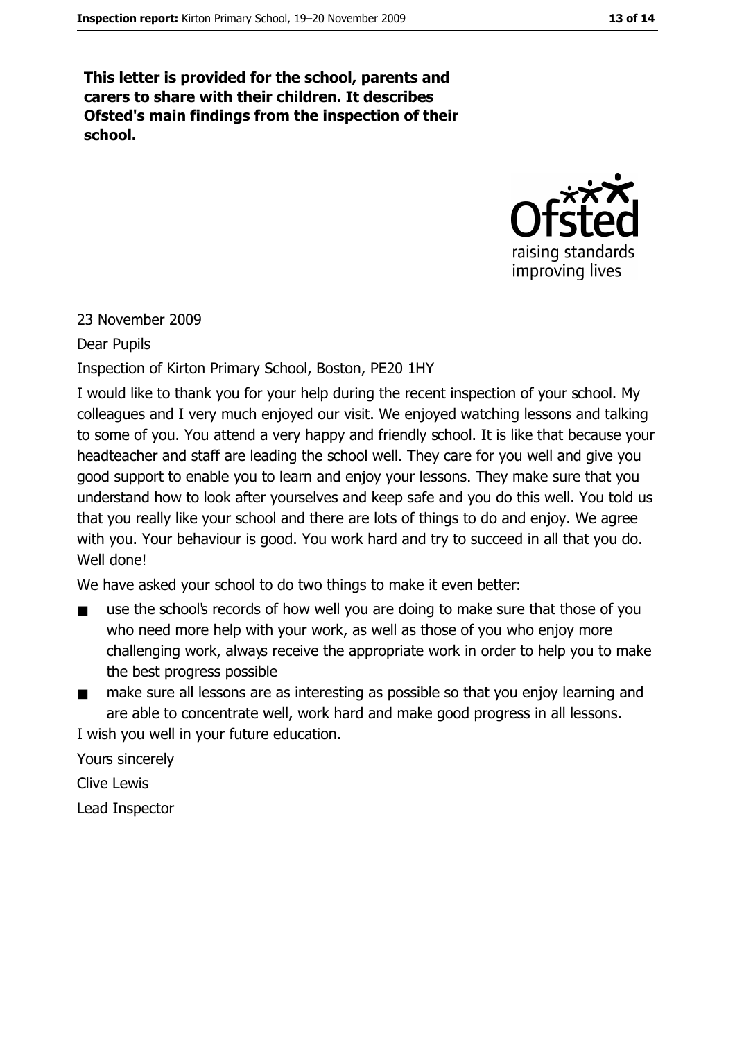**This letter is provided for the school, parents and carers to share with their children. It describes Ofsted's main findings from the inspection of their school.**

23 November 2009

Dear Pupils

Inspection of Kirton Primary School, Boston, PE20 1HY

I would like to thank you for your help during the recent inspection of your school. My colleagues and I very much enjoyed our visit. We enjoyed watching lessons and talking to some of you. You attend a very happy and friendly school. It is like that because your headteacher and staff are leading the school well. They care for you well and give you good support to enable you to learn and enjoy your lessons. They make sure that you understand how to look after yourselves and keep safe and you do this well. You told us that you really like your school and there are lots of things to do and enjoy. We agree with you. Your behaviour is good. You work hard and try to succeed in all that you do. Well done!

We have asked your school to do two things to make it even better:

- use the school's records of how well you are doing to make sure that those of you who need more help with your work, as well as those of you who enjoy more challenging work, always receive the appropriate work in order to help you to make the best progress possible
- make sure all lessons are as interesting as possible so that you enjoy learning and are able to concentrate well, work hard and make good progress in all lessons.

I wish you well in your future education.

Yours sincerely

Clive Lewis

Lead Inspector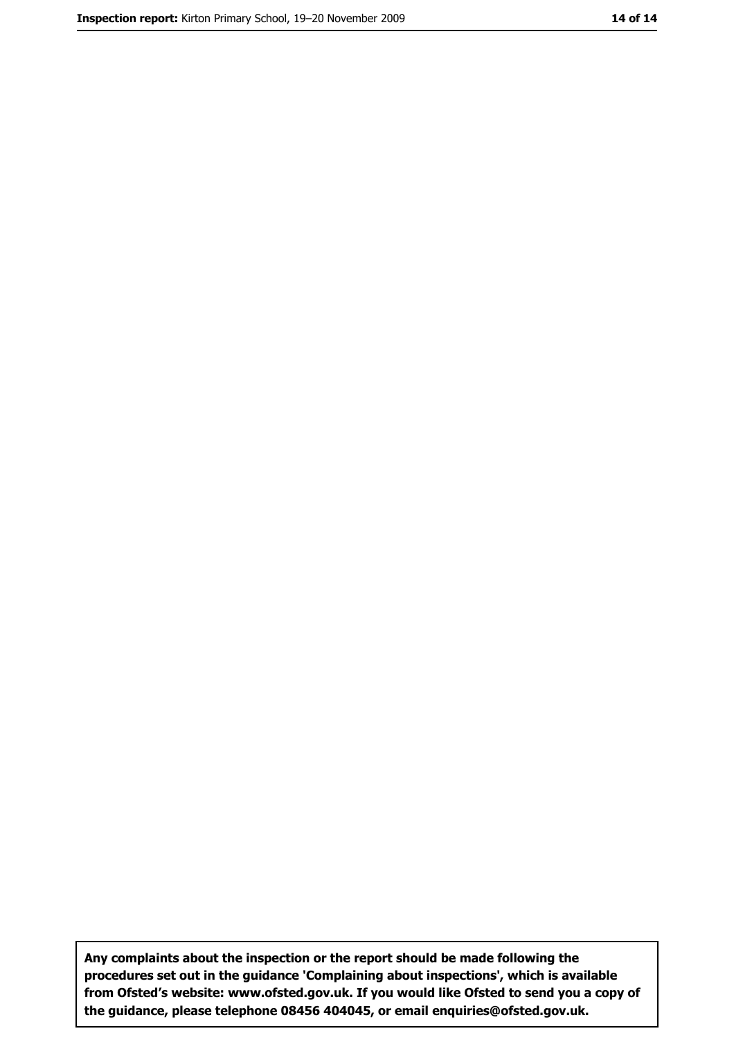**Any complaints about the inspection or the report should be made following the procedures set out in the guidance 'Complaining about inspections', which is available from Ofsted's website: www.ofsted.gov.uk. If you would like Ofsted to send you a copy of the guidance, please telephone 08456 404045, or email enquiries@ofsted.gov.uk.**